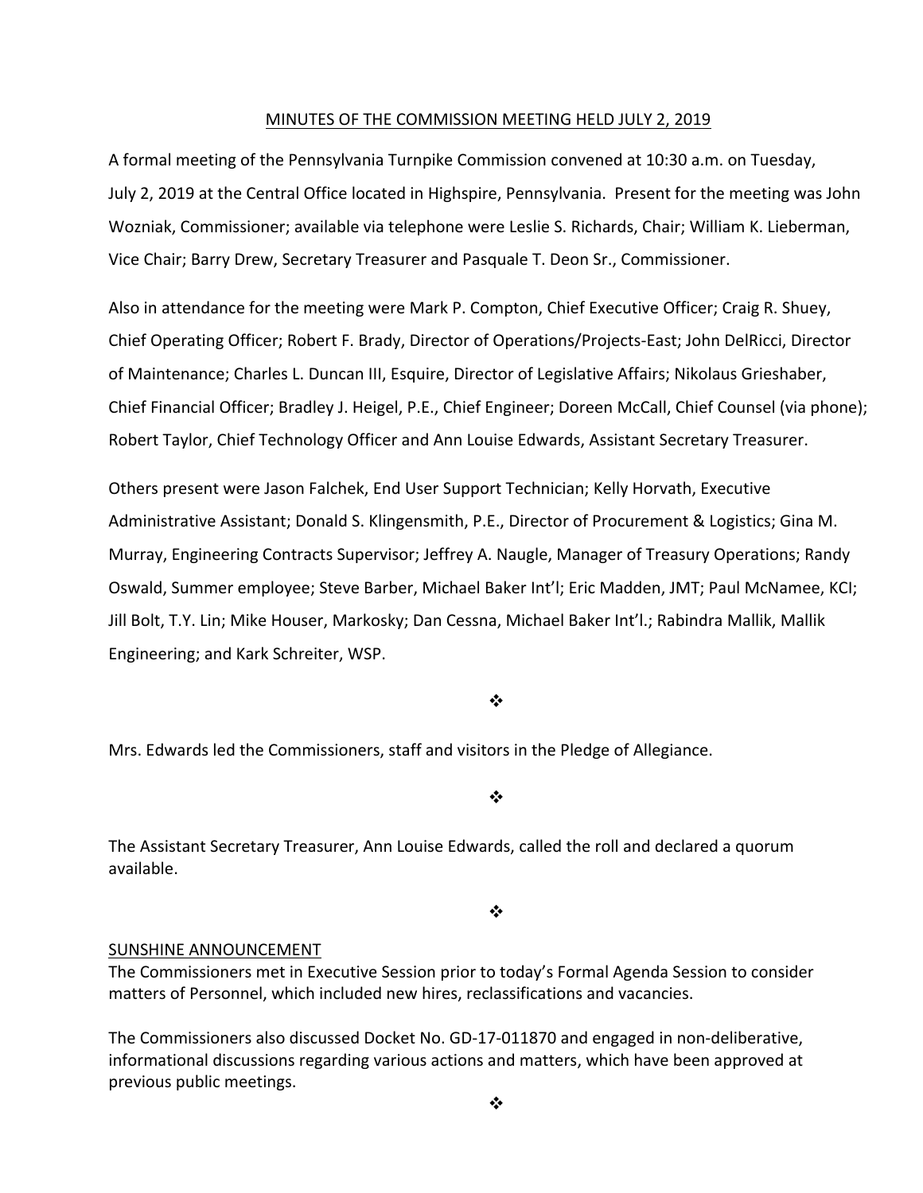MINUTES OF THE COMMISSION MEETING HELD JULY 2, 2019

A formal meeting of the Pennsylvania Turnpike Commission convened at 10:30 a.m. on Tuesday, July 2, 2019 at the Central Office located in Highspire, Pennsylvania. Present for the meeting was John Wozniak, Commissioner; available via telephone were Leslie S. Richards, Chair; William K. Lieberman, Vice Chair; Barry Drew, Secretary Treasurer and Pasquale T. Deon Sr., Commissioner.

Also in attendance for the meeting were Mark P. Compton, Chief Executive Officer; Craig R. Shuey, Chief Operating Officer; Robert F. Brady, Director of Operations/Projects-East; John DelRicci, Director of Maintenance; Charles L. Duncan III, Esquire, Director of Legislative Affairs; Nikolaus Grieshaber, Chief Financial Officer; Bradley J. Heigel, P.E., Chief Engineer; Doreen McCall, Chief Counsel (via phone); Robert Taylor, Chief Technology Officer and Ann Louise Edwards, Assistant Secretary Treasurer.

Others present were Jason Falchek, End User Support Technician; Kelly Horvath, Executive Administrative Assistant; Donald S. Klingensmith, P.E., Director of Procurement & Logistics; Gina M. Murray, Engineering Contracts Supervisor; Jeffrey A. Naugle, Manager of Treasury Operations; Randy Oswald, Summer employee; Steve Barber, Michael Baker Int'l; Eric Madden, JMT; Paul McNamee, KCI; Jill Bolt, T.Y. Lin; Mike Houser, Markosky; Dan Cessna, Michael Baker Int'l.; Rabindra Mallik, Mallik Engineering; and Kark Schreiter, WSP.

❖

Mrs. Edwards led the Commissioners, staff and visitors in the Pledge of Allegiance.

❖

The Assistant Secretary Treasurer, Ann Louise Edwards, called the roll and declared a quorum available.

❖

SUNSHINE ANNOUNCEMENT

The Commissioners met in Executive Session prior to today's Formal Agenda Session to consider matters of Personnel, which included new hires, reclassifications and vacancies.

The Commissioners also discussed Docket No. GD-17-011870 and engaged in non-deliberative, informational discussions regarding various actions and matters, which have been approved at previous public meetings.

❖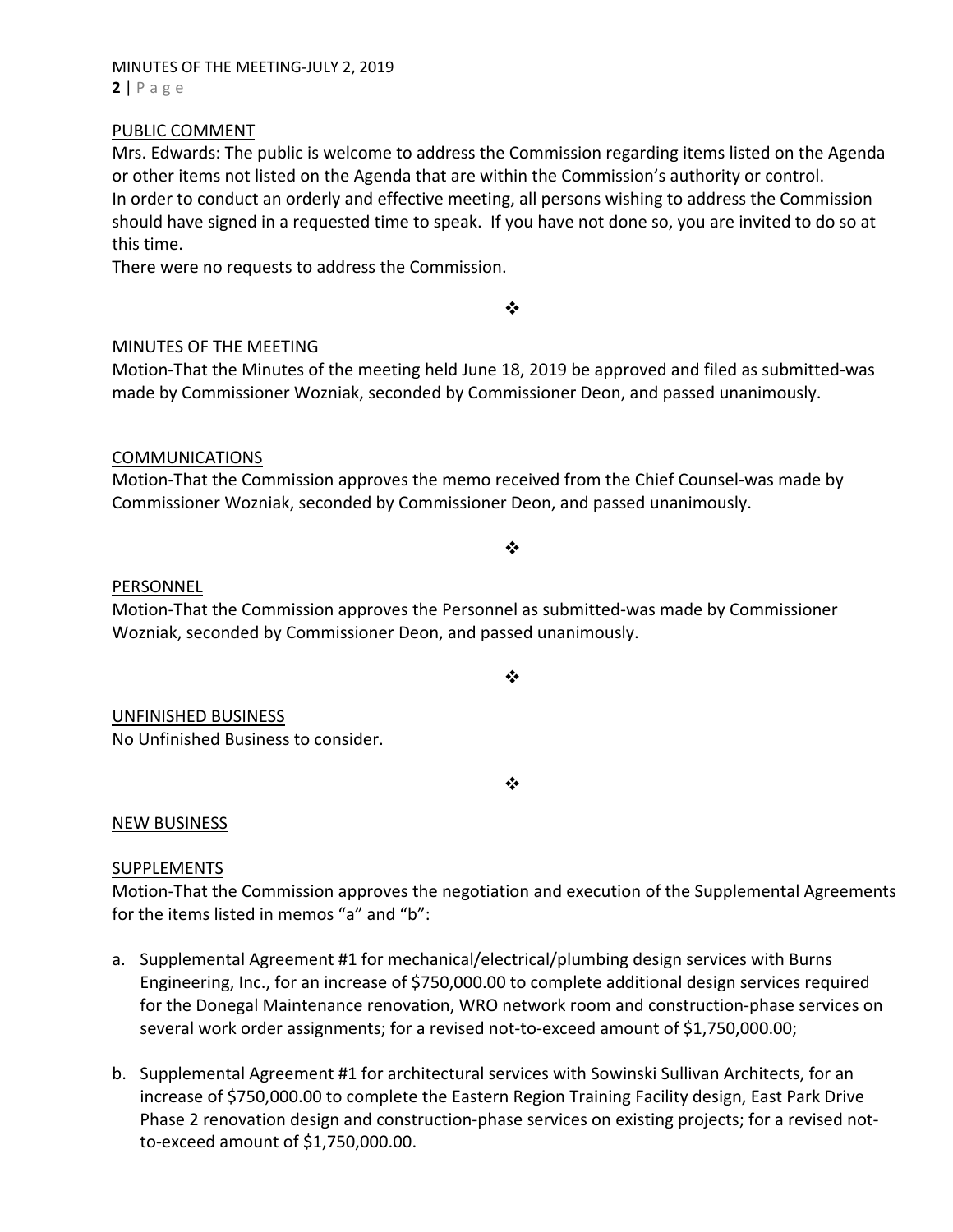## PUBLIC COMMENT

Mrs. Edwards: The public is welcome to address the Commission regarding items listed on the Agenda or other items not listed on the Agenda that are within the Commission's authority or control. In order to conduct an orderly and effective meeting, all persons wishing to address the Commission should have signed in a requested time to speak. If you have not done so, you are invited to do so at this time.

There were no requests to address the Commission.

❖

## MINUTES OF THE MEETING

Motion-That the Minutes of the meeting held June 18, 2019 be approved and filed as submitted-was made by Commissioner Wozniak, seconded by Commissioner Deon, and passed unanimously.

## COMMUNICATIONS

Motion-That the Commission approves the memo received from the Chief Counsel-was made by Commissioner Wozniak, seconded by Commissioner Deon, and passed unanimously.

❖

## PERSONNEL

Motion-That the Commission approves the Personnel as submitted-was made by Commissioner Wozniak, seconded by Commissioner Deon, and passed unanimously.

❖

## UNFINISHED BUSINESS

No Unfinished Business to consider.

❖

## NEW BUSINESS

### SUPPLEMENTS

Motion-That the Commission approves the negotiation and execution of the Supplemental Agreements for the items listed in memos "a" and "b":

a. Supplemental Agreement #1 for mechanical/electrical/plumbing design services with Burns Engineering, Inc., for an increase of $750,000.00 to complete additional design services required for the Donegal Maintenance renovation, WRO network room and construction-phase services on several work order assignments; for a revised not-to-exceed amount of $1,750,000.00;

b. Supplemental Agreement #1 for architectural services with Sowinski Sullivan Architects, for an increase of $750,000.00 to complete the Eastern Region Training Facility design, East Park Drive Phase 2 renovation design and construction-phase services on existing projects; for a revised not-to-exceed amount of $1,750,000.00.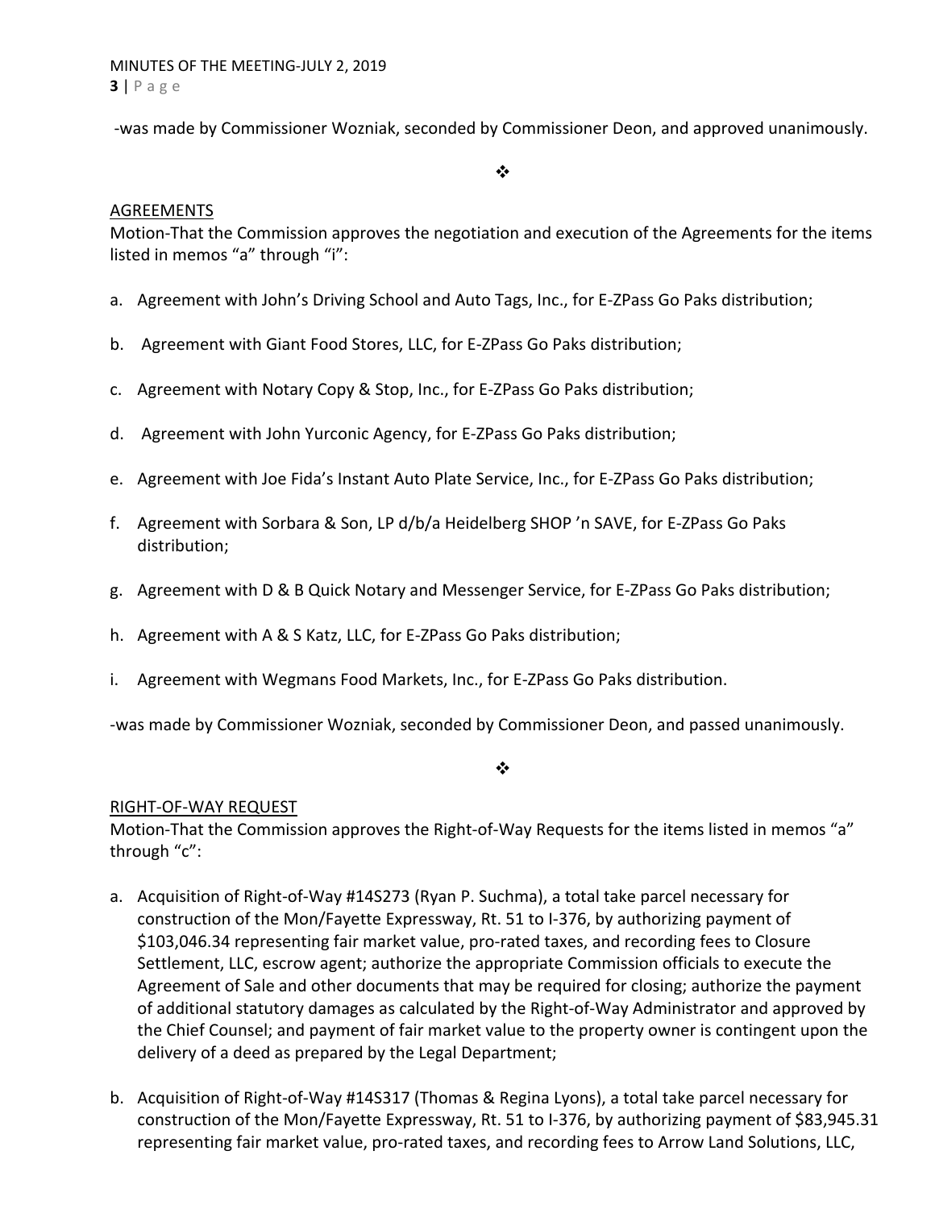-was made by Commissioner Wozniak, seconded by Commissioner Deon, and approved unanimously.

❖

AGREEMENTS

Motion-That the Commission approves the negotiation and execution of the Agreements for the items listed in memos "a" through "i":

a. Agreement with John's Driving School and Auto Tags, Inc., for E-ZPass Go Paks distribution;

b. Agreement with Giant Food Stores, LLC, for E-ZPass Go Paks distribution;

c. Agreement with Notary Copy & Stop, Inc., for E-ZPass Go Paks distribution;

d. Agreement with John Yurconic Agency, for E-ZPass Go Paks distribution;

e. Agreement with Joe Fida's Instant Auto Plate Service, Inc., for E-ZPass Go Paks distribution;

f. Agreement with Sorbara & Son, LP d/b/a Heidelberg SHOP 'n SAVE, for E-ZPass Go Paks distribution;

g. Agreement with D & B Quick Notary and Messenger Service, for E-ZPass Go Paks distribution;

h. Agreement with A & S Katz, LLC, for E-ZPass Go Paks distribution;

i. Agreement with Wegmans Food Markets, Inc., for E-ZPass Go Paks distribution.

-was made by Commissioner Wozniak, seconded by Commissioner Deon, and passed unanimously.

❖

RIGHT-OF-WAY REQUEST

Motion-That the Commission approves the Right-of-Way Requests for the items listed in memos "a" through "c":

a. Acquisition of Right-of-Way #14S273 (Ryan P. Suchma), a total take parcel necessary for construction of the Mon/Fayette Expressway, Rt. 51 to I-376, by authorizing payment of $103,046.34 representing fair market value, pro-rated taxes, and recording fees to Closure Settlement, LLC, escrow agent; authorize the appropriate Commission officials to execute the Agreement of Sale and other documents that may be required for closing; authorize the payment of additional statutory damages as calculated by the Right-of-Way Administrator and approved by the Chief Counsel; and payment of fair market value to the property owner is contingent upon the delivery of a deed as prepared by the Legal Department;

b. Acquisition of Right-of-Way #14S317 (Thomas & Regina Lyons), a total take parcel necessary for construction of the Mon/Fayette Expressway, Rt. 51 to I-376, by authorizing payment of $83,945.31 representing fair market value, pro-rated taxes, and recording fees to Arrow Land Solutions, LLC,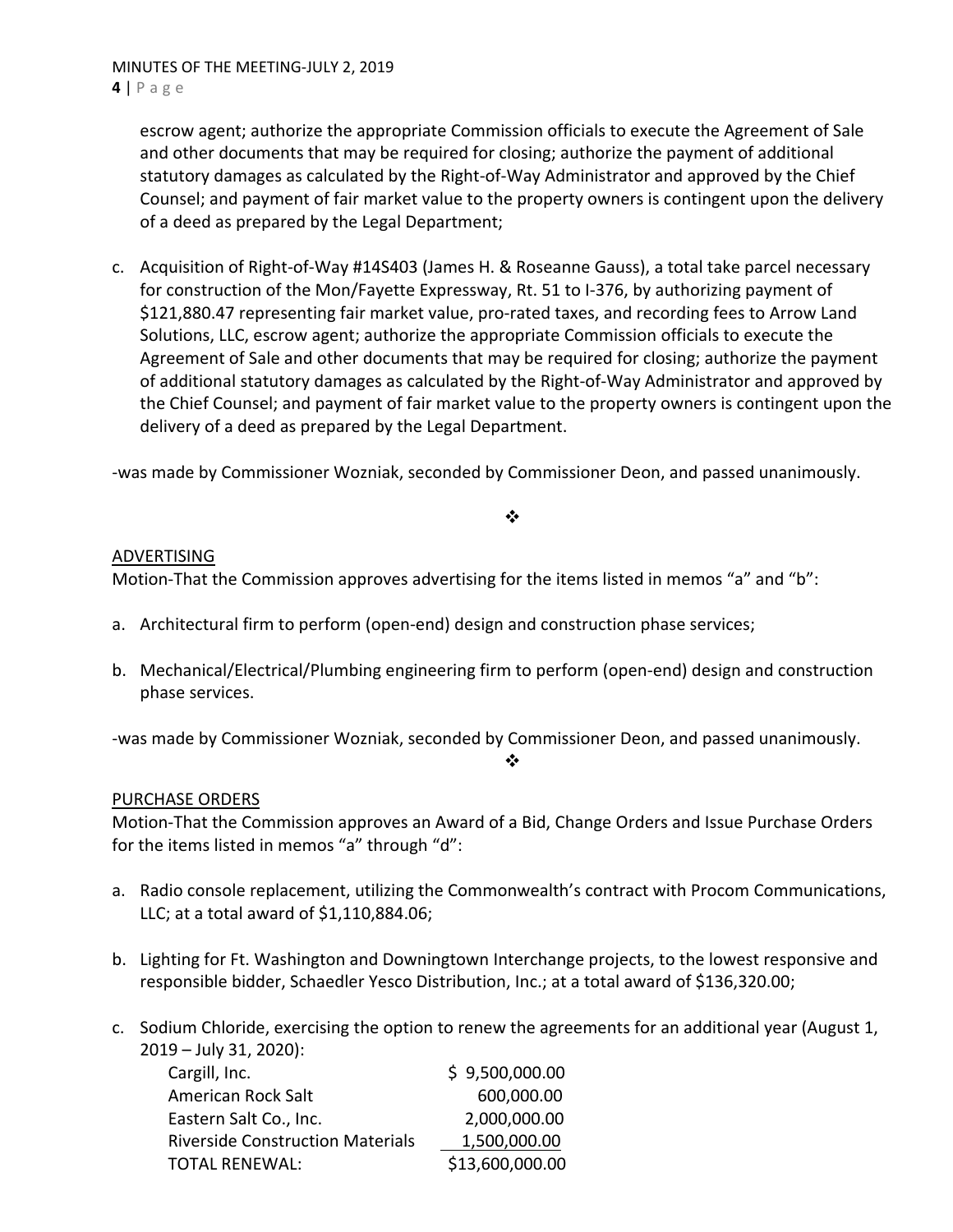escrow agent; authorize the appropriate Commission officials to execute the Agreement of Sale and other documents that may be required for closing; authorize the payment of additional statutory damages as calculated by the Right-of-Way Administrator and approved by the Chief Counsel; and payment of fair market value to the property owners is contingent upon the delivery of a deed as prepared by the Legal Department;

c. Acquisition of Right-of-Way #14S403 (James H. & Roseanne Gauss), a total take parcel necessary for construction of the Mon/Fayette Expressway, Rt. 51 to I-376, by authorizing payment of $121,880.47 representing fair market value, pro-rated taxes, and recording fees to Arrow Land Solutions, LLC, escrow agent; authorize the appropriate Commission officials to execute the Agreement of Sale and other documents that may be required for closing; authorize the payment of additional statutory damages as calculated by the Right-of-Way Administrator and approved by the Chief Counsel; and payment of fair market value to the property owners is contingent upon the delivery of a deed as prepared by the Legal Department.

-was made by Commissioner Wozniak, seconded by Commissioner Deon, and passed unanimously.

❖

ADVERTISING

Motion-That the Commission approves advertising for the items listed in memos "a" and "b":

a. Architectural firm to perform (open-end) design and construction phase services;

b. Mechanical/Electrical/Plumbing engineering firm to perform (open-end) design and construction phase services.

-was made by Commissioner Wozniak, seconded by Commissioner Deon, and passed unanimously.

❖

PURCHASE ORDERS

Motion-That the Commission approves an Award of a Bid, Change Orders and Issue Purchase Orders for the items listed in memos "a" through "d":

a. Radio console replacement, utilizing the Commonwealth's contract with Procom Communications, LLC; at a total award of $1,110,884.06;

b. Lighting for Ft. Washington and Downingtown Interchange projects, to the lowest responsive and responsible bidder, Schaedler Yesco Distribution, Inc.; at a total award of $136,320.00;

c. Sodium Chloride, exercising the option to renew the agreements for an additional year (August 1, 2019 – July 31, 2020):

| | |
|---|---|
| Cargill, Inc. | $ 9,500,000.00 |
| American Rock Salt | 600,000.00 |
| Eastern Salt Co., Inc. | 2,000,000.00 |
| Riverside Construction Materials | 1,500,000.00 |
| TOTAL RENEWAL: | $13,600,000.00 |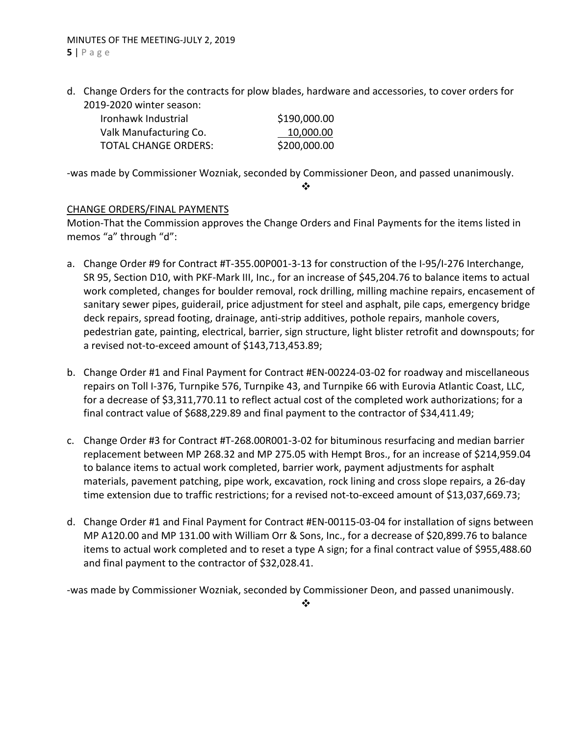d. Change Orders for the contracts for plow blades, hardware and accessories, to cover orders for 2019-2020 winter season:

| | |
|---|---|
| Ironhawk Industrial | $190,000.00 |
| Valk Manufacturing Co. | 10,000.00 |
| TOTAL CHANGE ORDERS: | $200,000.00 |

-was made by Commissioner Wozniak, seconded by Commissioner Deon, and passed unanimously.

❖

CHANGE ORDERS/FINAL PAYMENTS

Motion-That the Commission approves the Change Orders and Final Payments for the items listed in memos "a" through "d":

a. Change Order #9 for Contract #T-355.00P001-3-13 for construction of the I-95/I-276 Interchange, SR 95, Section D10, with PKF-Mark III, Inc., for an increase of $45,204.76 to balance items to actual work completed, changes for boulder removal, rock drilling, milling machine repairs, encasement of sanitary sewer pipes, guiderail, price adjustment for steel and asphalt, pile caps, emergency bridge deck repairs, spread footing, drainage, anti-strip additives, pothole repairs, manhole covers, pedestrian gate, painting, electrical, barrier, sign structure, light blister retrofit and downspouts; for a revised not-to-exceed amount of $143,713,453.89;

b. Change Order #1 and Final Payment for Contract #EN-00224-03-02 for roadway and miscellaneous repairs on Toll I-376, Turnpike 576, Turnpike 43, and Turnpike 66 with Eurovia Atlantic Coast, LLC, for a decrease of $3,311,770.11 to reflect actual cost of the completed work authorizations; for a final contract value of $688,229.89 and final payment to the contractor of $34,411.49;

c. Change Order #3 for Contract #T-268.00R001-3-02 for bituminous resurfacing and median barrier replacement between MP 268.32 and MP 275.05 with Hempt Bros., for an increase of $214,959.04 to balance items to actual work completed, barrier work, payment adjustments for asphalt materials, pavement patching, pipe work, excavation, rock lining and cross slope repairs, a 26-day time extension due to traffic restrictions; for a revised not-to-exceed amount of $13,037,669.73;

d. Change Order #1 and Final Payment for Contract #EN-00115-03-04 for installation of signs between MP A120.00 and MP 131.00 with William Orr & Sons, Inc., for a decrease of $20,899.76 to balance items to actual work completed and to reset a type A sign; for a final contract value of $955,488.60 and final payment to the contractor of $32,028.41.

-was made by Commissioner Wozniak, seconded by Commissioner Deon, and passed unanimously.

❖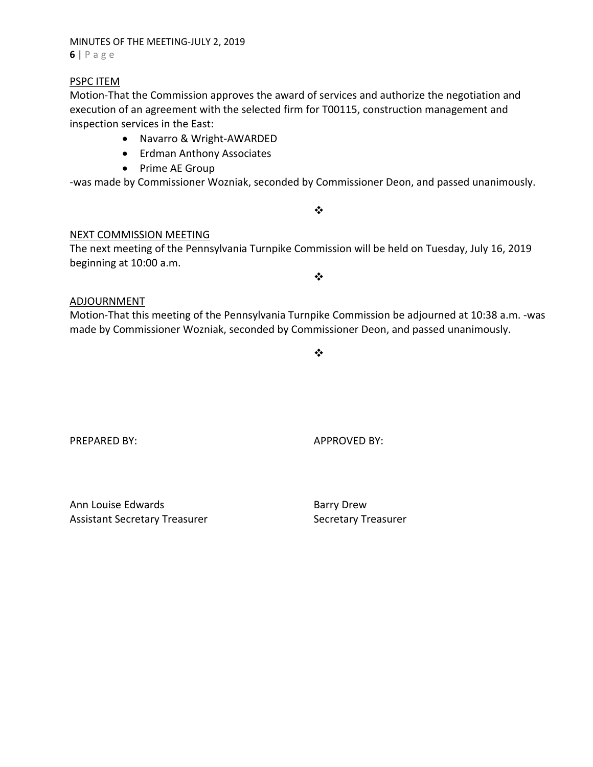PSPC ITEM

Motion-That the Commission approves the award of services and authorize the negotiation and execution of an agreement with the selected firm for T00115, construction management and inspection services in the East:

- Navarro & Wright-AWARDED
- Erdman Anthony Associates
- Prime AE Group

-was made by Commissioner Wozniak, seconded by Commissioner Deon, and passed unanimously.

❖

NEXT COMMISSION MEETING

The next meeting of the Pennsylvania Turnpike Commission will be held on Tuesday, July 16, 2019 beginning at 10:00 a.m.

❖

ADJOURNMENT

Motion-That this meeting of the Pennsylvania Turnpike Commission be adjourned at 10:38 a.m. -was made by Commissioner Wozniak, seconded by Commissioner Deon, and passed unanimously.

❖

PREPARED BY:

Ann Louise Edwards
Assistant Secretary Treasurer

APPROVED BY:

Barry Drew
Secretary Treasurer